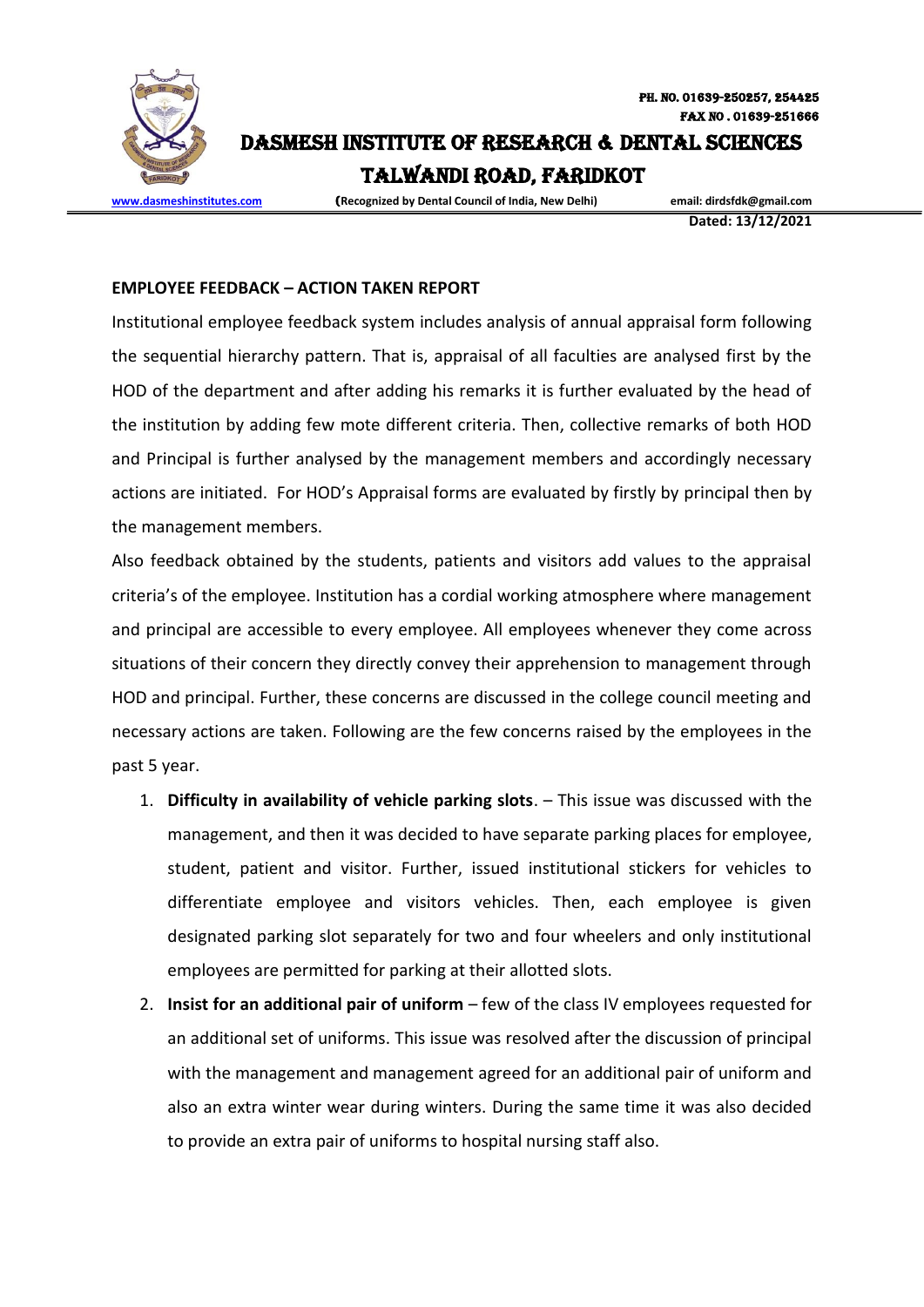PH. NO. 01639-250257, 254425
FAX NO . 01639-251666

# DASMESH INSTITUTE OF RESEARCH & DENTAL SCIENCES
# TALWANDI ROAD, FARIDKOT

www.dasmeshinstitutes.com (Recognized by Dental Council of India, New Delhi) email: dirdsfdk@gmail.com

**Dated: 13/12/2021**

**EMPLOYEE FEEDBACK – ACTION TAKEN REPORT**

Institutional employee feedback system includes analysis of annual appraisal form following the sequential hierarchy pattern. That is, appraisal of all faculties are analysed first by the HOD of the department and after adding his remarks it is further evaluated by the head of the institution by adding few mote different criteria. Then, collective remarks of both HOD and Principal is further analysed by the management members and accordingly necessary actions are initiated. For HOD's Appraisal forms are evaluated by firstly by principal then by the management members.

Also feedback obtained by the students, patients and visitors add values to the appraisal criteria's of the employee. Institution has a cordial working atmosphere where management and principal are accessible to every employee. All employees whenever they come across situations of their concern they directly convey their apprehension to management through HOD and principal. Further, these concerns are discussed in the college council meeting and necessary actions are taken. Following are the few concerns raised by the employees in the past 5 year.

1. **Difficulty in availability of vehicle parking slots**. – This issue was discussed with the management, and then it was decided to have separate parking places for employee, student, patient and visitor. Further, issued institutional stickers for vehicles to differentiate employee and visitors vehicles. Then, each employee is given designated parking slot separately for two and four wheelers and only institutional employees are permitted for parking at their allotted slots.
2. **Insist for an additional pair of uniform** – few of the class IV employees requested for an additional set of uniforms. This issue was resolved after the discussion of principal with the management and management agreed for an additional pair of uniform and also an extra winter wear during winters. During the same time it was also decided to provide an extra pair of uniforms to hospital nursing staff also.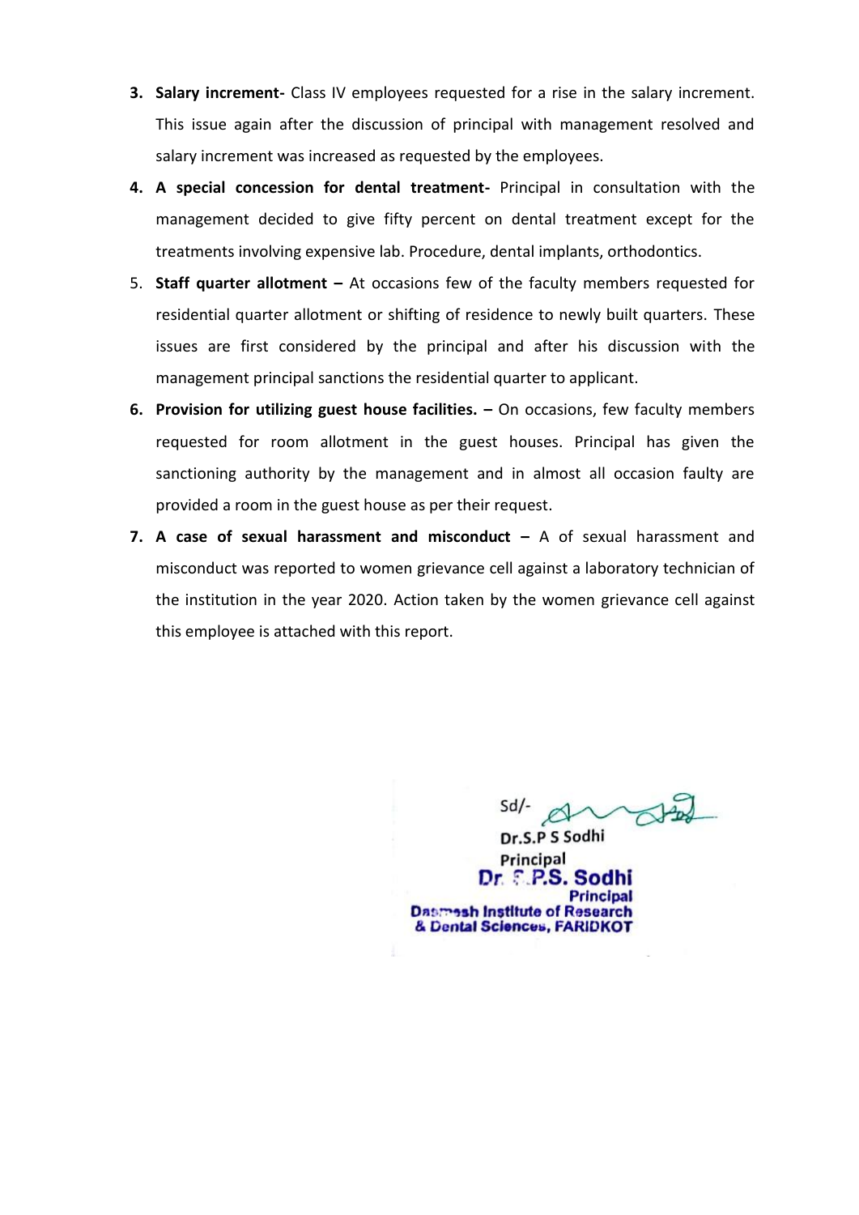3. **Salary increment-** Class IV employees requested for a rise in the salary increment. This issue again after the discussion of principal with management resolved and salary increment was increased as requested by the employees.
4. **A special concession for dental treatment-** Principal in consultation with the management decided to give fifty percent on dental treatment except for the treatments involving expensive lab. Procedure, dental implants, orthodontics.
5. **Staff quarter allotment –** At occasions few of the faculty members requested for residential quarter allotment or shifting of residence to newly built quarters. These issues are first considered by the principal and after his discussion with the management principal sanctions the residential quarter to applicant.
6. **Provision for utilizing guest house facilities. –** On occasions, few faculty members requested for room allotment in the guest houses. Principal has given the sanctioning authority by the management and in almost all occasion faulty are provided a room in the guest house as per their request.
7. **A case of sexual harassment and misconduct –** A of sexual harassment and misconduct was reported to women grievance cell against a laboratory technician of the institution in the year 2020. Action taken by the women grievance cell against this employee is attached with this report.

Sd/-

Dr.S.P S Sodhi

Principal

Dr. S.P.S. Sodhi
Principal
Dasmesh Institute of Research
& Dental Sciences, FARIDKOT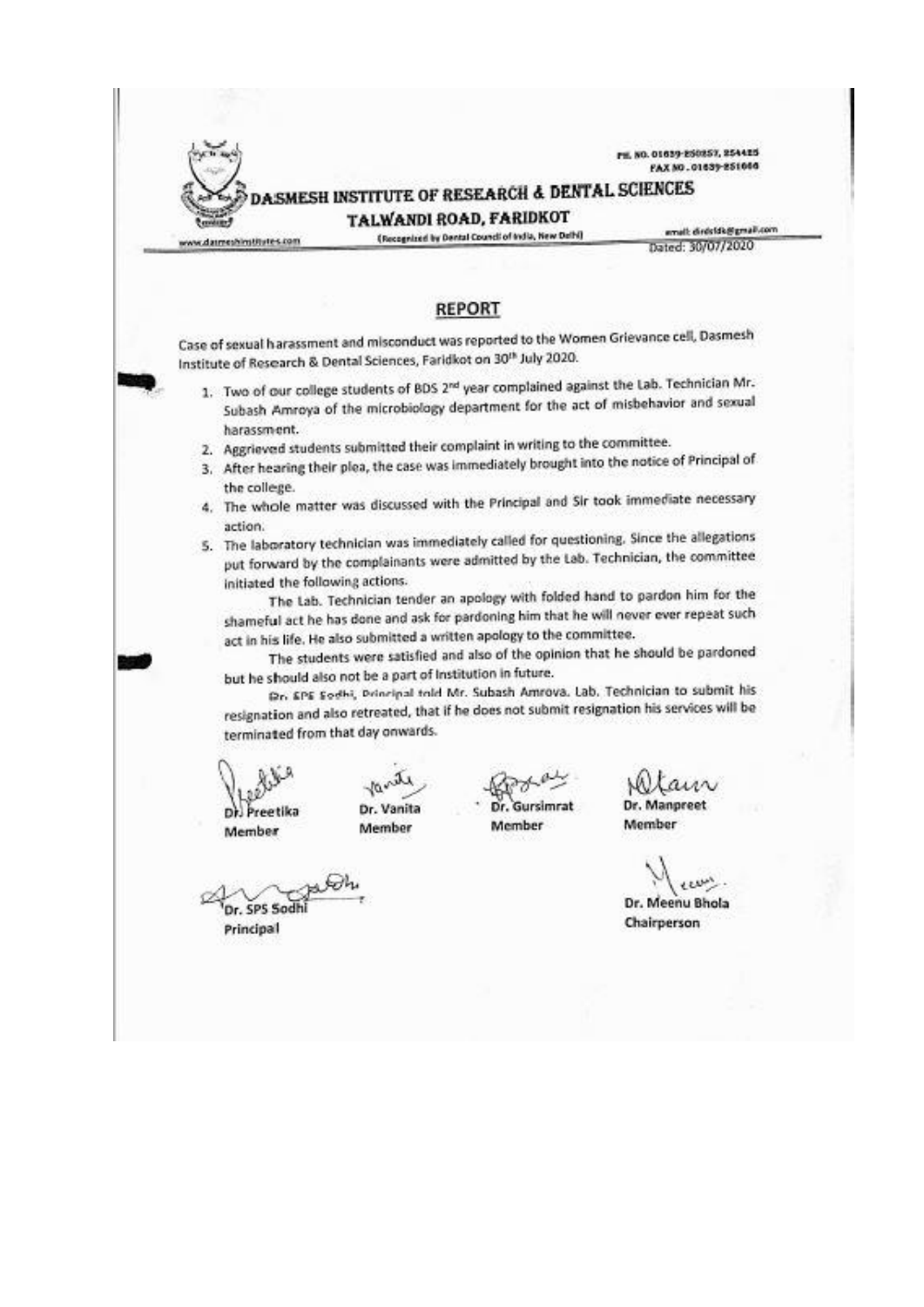PH. NO. 01639-250257, 254425
FAX NO. 01639-251066

# DASMESH INSTITUTE OF RESEARCH & DENTAL SCIENCES

## TALWANDI ROAD, FARIDKOT

(Recognized by Dental Council of India, New Delhi)

www.dasmeshinstitutes.com

email: dirdidk@gmail.com

Dated: 30/07/2020

## REPORT

Case of sexual harassment and misconduct was reported to the Women Grievance cell, Dasmesh Institute of Research & Dental Sciences, Faridkot on 30th July 2020.

1. Two of our college students of BDS 2nd year complained against the Lab. Technician Mr. Subash Amroya of the microbiology department for the act of misbehavior and sexual harassment.
2. Aggrieved students submitted their complaint in writing to the committee.
3. After hearing their plea, the case was immediately brought into the notice of Principal of the college.
4. The whole matter was discussed with the Principal and Sir took immediate necessary action.
5. The laboratory technician was immediately called for questioning. Since the allegations put forward by the complainants were admitted by the Lab. Technician, the committee initiated the following actions.

   The Lab. Technician tender an apology with folded hand to pardon him for the shameful act he has done and ask for pardoning him that he will never ever repeat such act in his life. He also submitted a written apology to the committee.

   The students were satisfied and also of the opinion that he should be pardoned but he should also not be a part of Institution in future.

   Dr. SPS Sodhi, Principal told Mr. Subash Amrova, Lab. Technician to submit his resignation and also retreated, that if he does not submit resignation his services will be terminated from that day onwards.

Dr. Preetika
Member

Dr. Vanita
Member

Dr. Gursimrat
Member

Dr. Manpreet
Member

Dr. SPS Sodhi
Principal

Dr. Meenu Bhola
Chairperson